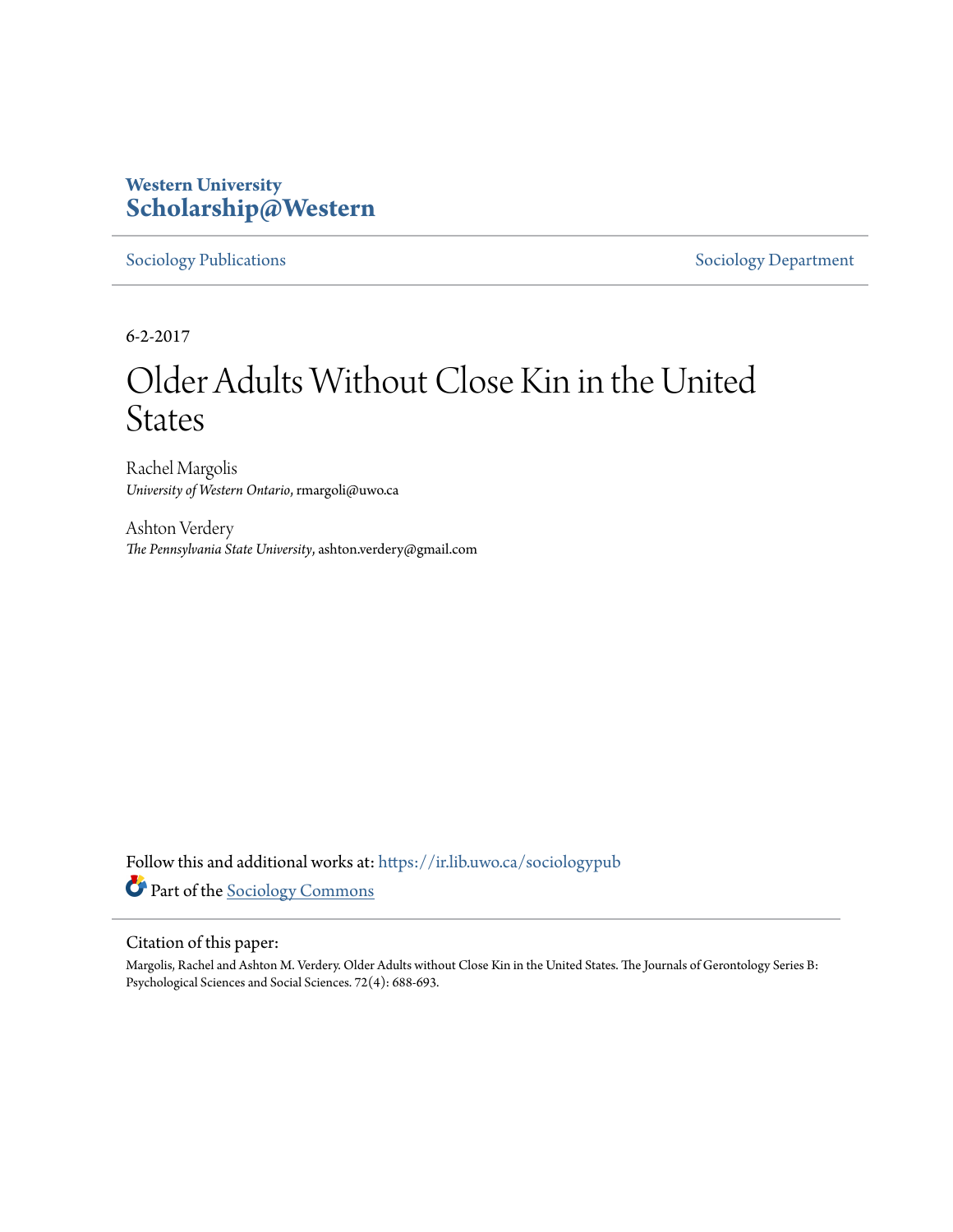Western University
**Scholarship@Western**

Sociology Publications | Sociology Department

6-2-2017

# Older Adults Without Close Kin in the United States

Rachel Margolis
*University of Western Ontario*, rmargoli@uwo.ca

Ashton Verdery
*The Pennsylvania State University*, ashton.verdery@gmail.com

Follow this and additional works at: https://ir.lib.uwo.ca/sociologypub

Part of the Sociology Commons

Citation of this paper:

Margolis, Rachel and Ashton M. Verdery. Older Adults without Close Kin in the United States. The Journals of Gerontology Series B: Psychological Sciences and Social Sciences. 72(4): 688-693.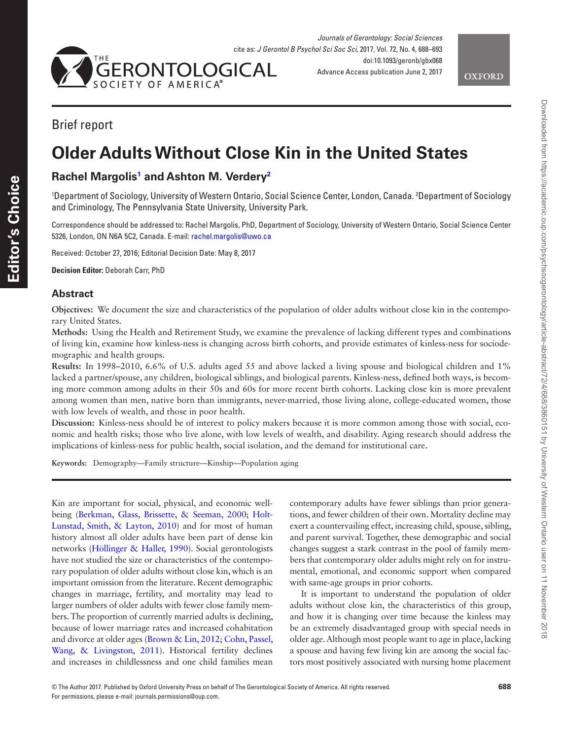Brief report

# Older Adults Without Close Kin in the United States

## Rachel Margolis[1] and Ashton M. Verdery[2]

[1]Department of Sociology, University of Western Ontario, Social Science Center, London, Canada. [2]Department of Sociology and Criminology, The Pennsylvania State University, University Park.

Correspondence should be addressed to: Rachel Margolis, PhD, Department of Sociology, University of Western Ontario, Social Science Center 5326, London, ON N6A 5C2, Canada. E-mail: rachel.margolis@uwo.ca

Received: October 27, 2016; Editorial Decision Date: May 8, 2017

**Decision Editor:** Deborah Carr, PhD

## Abstract

**Objectives:** We document the size and characteristics of the population of older adults without close kin in the contemporary United States.

**Methods:** Using the Health and Retirement Study, we examine the prevalence of lacking different types and combinations of living kin, examine how kinless-ness is changing across birth cohorts, and provide estimates of kinless-ness for sociodemographic and health groups.

**Results:** In 1998–2010, 6.6% of U.S. adults aged 55 and above lacked a living spouse and biological children and 1% lacked a partner/spouse, any children, biological siblings, and biological parents. Kinless-ness, defined both ways, is becoming more common among adults in their 50s and 60s for more recent birth cohorts. Lacking close kin is more prevalent among women than men, native born than immigrants, never-married, those living alone, college-educated women, those with low levels of wealth, and those in poor health.

**Discussion:** Kinless-ness should be of interest to policy makers because it is more common among those with social, economic and health risks; those who live alone, with low levels of wealth, and disability. Aging research should address the implications of kinless-ness for public health, social isolation, and the demand for institutional care.

**Keywords:** Demography—Family structure—Kinship—Population aging

Kin are important for social, physical, and economic wellbeing (Berkman, Glass, Brissette, & Seeman, 2000; Holt-Lunstad, Smith, & Layton, 2010) and for most of human history almost all older adults have been part of dense kin networks (Höllinger & Haller, 1990). Social gerontologists have not studied the size or characteristics of the contemporary population of older adults without close kin, which is an important omission from the literature. Recent demographic changes in marriage, fertility, and mortality may lead to larger numbers of older adults with fewer close family members. The proportion of currently married adults is declining, because of lower marriage rates and increased cohabitation and divorce at older ages (Brown & Lin, 2012; Cohn, Passel, Wang, & Livingston, 2011). Historical fertility declines and increases in childlessness and one child families mean contemporary adults have fewer siblings than prior generations, and fewer children of their own. Mortality decline may exert a countervailing effect, increasing child, spouse, sibling, and parent survival. Together, these demographic and social changes suggest a stark contrast in the pool of family members that contemporary older adults might rely on for instrumental, emotional, and economic support when compared with same-age groups in prior cohorts.

It is important to understand the population of older adults without close kin, the characteristics of this group, and how it is changing over time because the kinless may be an extremely disadvantaged group with special needs in older age. Although most people want to age in place, lacking a spouse and having few living kin are among the social factors most positively associated with nursing home placement

© The Author 2017. Published by Oxford University Press on behalf of The Gerontological Society of America. All rights reserved.
For permissions, please e-mail: journals.permissions@oup.com.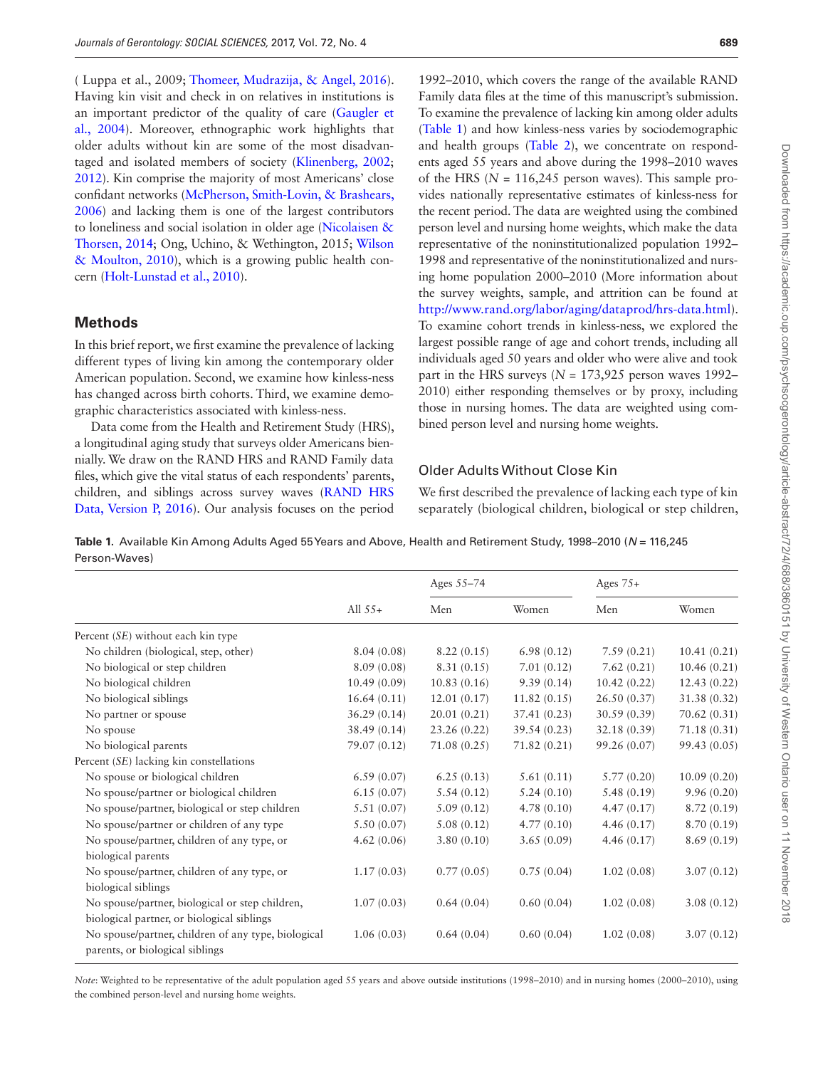( Luppa et al., 2009; Thomeer, Mudrazija, & Angel, 2016). Having kin visit and check in on relatives in institutions is an important predictor of the quality of care (Gaugler et al., 2004). Moreover, ethnographic work highlights that older adults without kin are some of the most disadvantaged and isolated members of society (Klinenberg, 2002; 2012). Kin comprise the majority of most Americans' close confidant networks (McPherson, Smith-Lovin, & Brashears, 2006) and lacking them is one of the largest contributors to loneliness and social isolation in older age (Nicolaisen & Thorsen, 2014; Ong, Uchino, & Wethington, 2015; Wilson & Moulton, 2010), which is a growing public health concern (Holt-Lunstad et al., 2010).

## Methods

In this brief report, we first examine the prevalence of lacking different types of living kin among the contemporary older American population. Second, we examine how kinless-ness has changed across birth cohorts. Third, we examine demographic characteristics associated with kinless-ness.

Data come from the Health and Retirement Study (HRS), a longitudinal aging study that surveys older Americans biennially. We draw on the RAND HRS and RAND Family data files, which give the vital status of each respondents' parents, children, and siblings across survey waves (RAND HRS Data, Version P, 2016). Our analysis focuses on the period 1992–2010, which covers the range of the available RAND Family data files at the time of this manuscript's submission. To examine the prevalence of lacking kin among older adults (Table 1) and how kinless-ness varies by sociodemographic and health groups (Table 2), we concentrate on respondents aged 55 years and above during the 1998–2010 waves of the HRS (*N* = 116,245 person waves). This sample provides nationally representative estimates of kinless-ness for the recent period. The data are weighted using the combined person level and nursing home weights, which make the data representative of the noninstitutionalized population 1992–1998 and representative of the noninstitutionalized and nursing home population 2000–2010 (More information about the survey weights, sample, and attrition can be found at http://www.rand.org/labor/aging/dataprod/hrs-data.html). To examine cohort trends in kinless-ness, we explored the largest possible range of age and cohort trends, including all individuals aged 50 years and older who were alive and took part in the HRS surveys (*N* = 173,925 person waves 1992–2010) either responding themselves or by proxy, including those in nursing homes. The data are weighted using combined person level and nursing home weights.

### Older Adults Without Close Kin

We first described the prevalence of lacking each type of kin separately (biological children, biological or step children,

**Table 1.** Available Kin Among Adults Aged 55 Years and Above, Health and Retirement Study, 1998–2010 (*N* = 116,245 Person-Waves)

| | All 55+ | Ages 55–74 | | Ages 75+ | |
|---|---|---|---|---|---|
| | | Men | Women | Men | Women |
| Percent (*SE*) without each kin type | | | | | |
| No children (biological, step, other) | 8.04 (0.08) | 8.22 (0.15) | 6.98 (0.12) | 7.59 (0.21) | 10.41 (0.21) |
| No biological or step children | 8.09 (0.08) | 8.31 (0.15) | 7.01 (0.12) | 7.62 (0.21) | 10.46 (0.21) |
| No biological children | 10.49 (0.09) | 10.83 (0.16) | 9.39 (0.14) | 10.42 (0.22) | 12.43 (0.22) |
| No biological siblings | 16.64 (0.11) | 12.01 (0.17) | 11.82 (0.15) | 26.50 (0.37) | 31.38 (0.32) |
| No partner or spouse | 36.29 (0.14) | 20.01 (0.21) | 37.41 (0.23) | 30.59 (0.39) | 70.62 (0.31) |
| No spouse | 38.49 (0.14) | 23.26 (0.22) | 39.54 (0.23) | 32.18 (0.39) | 71.18 (0.31) |
| No biological parents | 79.07 (0.12) | 71.08 (0.25) | 71.82 (0.21) | 99.26 (0.07) | 99.43 (0.05) |
| Percent (*SE*) lacking kin constellations | | | | | |
| No spouse or biological children | 6.59 (0.07) | 6.25 (0.13) | 5.61 (0.11) | 5.77 (0.20) | 10.09 (0.20) |
| No spouse/partner or biological children | 6.15 (0.07) | 5.54 (0.12) | 5.24 (0.10) | 5.48 (0.19) | 9.96 (0.20) |
| No spouse/partner, biological or step children | 5.51 (0.07) | 5.09 (0.12) | 4.78 (0.10) | 4.47 (0.17) | 8.72 (0.19) |
| No spouse/partner or children of any type | 5.50 (0.07) | 5.08 (0.12) | 4.77 (0.10) | 4.46 (0.17) | 8.70 (0.19) |
| No spouse/partner, children of any type, or biological parents | 4.62 (0.06) | 3.80 (0.10) | 3.65 (0.09) | 4.46 (0.17) | 8.69 (0.19) |
| No spouse/partner, children of any type, or biological siblings | 1.17 (0.03) | 0.77 (0.05) | 0.75 (0.04) | 1.02 (0.08) | 3.07 (0.12) |
| No spouse/partner, biological or step children, biological partner, or biological siblings | 1.07 (0.03) | 0.64 (0.04) | 0.60 (0.04) | 1.02 (0.08) | 3.08 (0.12) |
| No spouse/partner, children of any type, biological parents, or biological siblings | 1.06 (0.03) | 0.64 (0.04) | 0.60 (0.04) | 1.02 (0.08) | 3.07 (0.12) |

*Note*: Weighted to be representative of the adult population aged 55 years and above outside institutions (1998–2010) and in nursing homes (2000–2010), using the combined person-level and nursing home weights.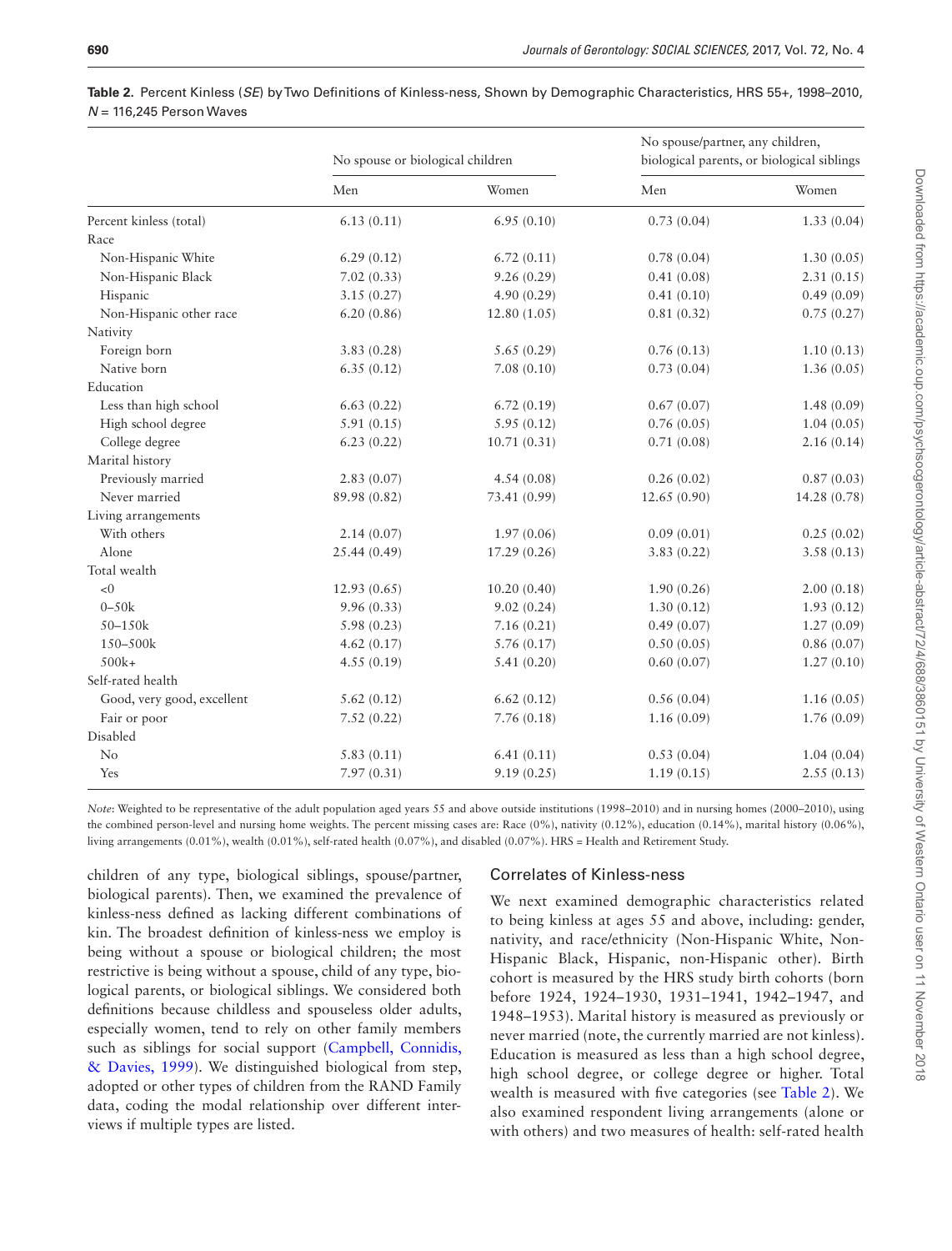**Table 2.** Percent Kinless (*SE*) by Two Definitions of Kinless-ness, Shown by Demographic Characteristics, HRS 55+, 1998–2010, *N* = 116,245 Person Waves

| | No spouse or biological children | | No spouse/partner, any children, biological parents, or biological siblings | |
|---|---|---|---|---|
| | Men | Women | Men | Women |
| Percent kinless (total) | 6.13 (0.11) | 6.95 (0.10) | 0.73 (0.04) | 1.33 (0.04) |
| Race | | | | |
| Non-Hispanic White | 6.29 (0.12) | 6.72 (0.11) | 0.78 (0.04) | 1.30 (0.05) |
| Non-Hispanic Black | 7.02 (0.33) | 9.26 (0.29) | 0.41 (0.08) | 2.31 (0.15) |
| Hispanic | 3.15 (0.27) | 4.90 (0.29) | 0.41 (0.10) | 0.49 (0.09) |
| Non-Hispanic other race | 6.20 (0.86) | 12.80 (1.05) | 0.81 (0.32) | 0.75 (0.27) |
| Nativity | | | | |
| Foreign born | 3.83 (0.28) | 5.65 (0.29) | 0.76 (0.13) | 1.10 (0.13) |
| Native born | 6.35 (0.12) | 7.08 (0.10) | 0.73 (0.04) | 1.36 (0.05) |
| Education | | | | |
| Less than high school | 6.63 (0.22) | 6.72 (0.19) | 0.67 (0.07) | 1.48 (0.09) |
| High school degree | 5.91 (0.15) | 5.95 (0.12) | 0.76 (0.05) | 1.04 (0.05) |
| College degree | 6.23 (0.22) | 10.71 (0.31) | 0.71 (0.08) | 2.16 (0.14) |
| Marital history | | | | |
| Previously married | 2.83 (0.07) | 4.54 (0.08) | 0.26 (0.02) | 0.87 (0.03) |
| Never married | 89.98 (0.82) | 73.41 (0.99) | 12.65 (0.90) | 14.28 (0.78) |
| Living arrangements | | | | |
| With others | 2.14 (0.07) | 1.97 (0.06) | 0.09 (0.01) | 0.25 (0.02) |
| Alone | 25.44 (0.49) | 17.29 (0.26) | 3.83 (0.22) | 3.58 (0.13) |
| Total wealth | | | | |
| <0 | 12.93 (0.65) | 10.20 (0.40) | 1.90 (0.26) | 2.00 (0.18) |
| 0–50k | 9.96 (0.33) | 9.02 (0.24) | 1.30 (0.12) | 1.93 (0.12) |
| 50–150k | 5.98 (0.23) | 7.16 (0.21) | 0.49 (0.07) | 1.27 (0.09) |
| 150–500k | 4.62 (0.17) | 5.76 (0.17) | 0.50 (0.05) | 0.86 (0.07) |
| 500k+ | 4.55 (0.19) | 5.41 (0.20) | 0.60 (0.07) | 1.27 (0.10) |
| Self-rated health | | | | |
| Good, very good, excellent | 5.62 (0.12) | 6.62 (0.12) | 0.56 (0.04) | 1.16 (0.05) |
| Fair or poor | 7.52 (0.22) | 7.76 (0.18) | 1.16 (0.09) | 1.76 (0.09) |
| Disabled | | | | |
| No | 5.83 (0.11) | 6.41 (0.11) | 0.53 (0.04) | 1.04 (0.04) |
| Yes | 7.97 (0.31) | 9.19 (0.25) | 1.19 (0.15) | 2.55 (0.13) |

*Note*: Weighted to be representative of the adult population aged years 55 and above outside institutions (1998–2010) and in nursing homes (2000–2010), using the combined person-level and nursing home weights. The percent missing cases are: Race (0%), nativity (0.12%), education (0.14%), marital history (0.06%), living arrangements (0.01%), wealth (0.01%), self-rated health (0.07%), and disabled (0.07%). HRS = Health and Retirement Study.

children of any type, biological siblings, spouse/partner, biological parents). Then, we examined the prevalence of kinless-ness defined as lacking different combinations of kin. The broadest definition of kinless-ness we employ is being without a spouse or biological children; the most restrictive is being without a spouse, child of any type, biological parents, or biological siblings. We considered both definitions because childless and spouseless older adults, especially women, tend to rely on other family members such as siblings for social support (Campbell, Connidis, & Davies, 1999). We distinguished biological from step, adopted or other types of children from the RAND Family data, coding the modal relationship over different interviews if multiple types are listed.

## Correlates of Kinless-ness

We next examined demographic characteristics related to being kinless at ages 55 and above, including: gender, nativity, and race/ethnicity (Non-Hispanic White, Non-Hispanic Black, Hispanic, non-Hispanic other). Birth cohort is measured by the HRS study birth cohorts (born before 1924, 1924–1930, 1931–1941, 1942–1947, and 1948–1953). Marital history is measured as previously or never married (note, the currently married are not kinless). Education is measured as less than a high school degree, high school degree, or college degree or higher. Total wealth is measured with five categories (see Table 2). We also examined respondent living arrangements (alone or with others) and two measures of health: self-rated health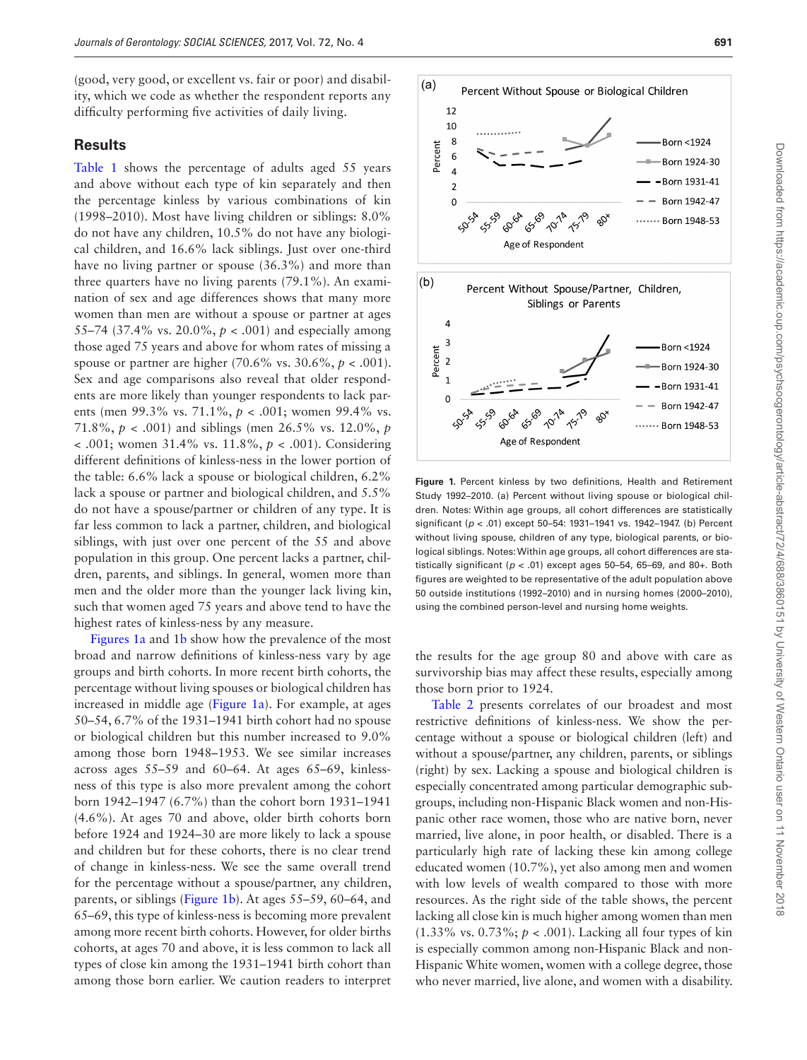(good, very good, or excellent vs. fair or poor) and disability, which we code as whether the respondent reports any difficulty performing five activities of daily living.

## Results

Table 1 shows the percentage of adults aged 55 years and above without each type of kin separately and then the percentage kinless by various combinations of kin (1998–2010). Most have living children or siblings: 8.0% do not have any children, 10.5% do not have any biological children, and 16.6% lack siblings. Just over one-third have no living partner or spouse (36.3%) and more than three quarters have no living parents (79.1%). An examination of sex and age differences shows that many more women than men are without a spouse or partner at ages 55–74 (37.4% vs. 20.0%, $p < .001$) and especially among those aged 75 years and above for whom rates of missing a spouse or partner are higher (70.6% vs. 30.6%, $p < .001$). Sex and age comparisons also reveal that older respondents are more likely than younger respondents to lack parents (men 99.3% vs. 71.1%, $p < .001$; women 99.4% vs. 71.8%, $p < .001$) and siblings (men 26.5% vs. 12.0%, $p < .001$; women 31.4% vs. 11.8%, $p < .001$). Considering different definitions of kinless-ness in the lower portion of the table: 6.6% lack a spouse or biological children, 6.2% lack a spouse or partner and biological children, and 5.5% do not have a spouse/partner or children of any type. It is far less common to lack a partner, children, and biological siblings, with just over one percent of the 55 and above population in this group. One percent lacks a partner, children, parents, and siblings. In general, women more than men and the older more than the younger lack living kin, such that women aged 75 years and above tend to have the highest rates of kinless-ness by any measure.

Figures 1a and 1b show how the prevalence of the most broad and narrow definitions of kinless-ness vary by age groups and birth cohorts. In more recent birth cohorts, the percentage without living spouses or biological children has increased in middle age (Figure 1a). For example, at ages 50–54, 6.7% of the 1931–1941 birth cohort had no spouse or biological children but this number increased to 9.0% among those born 1948–1953. We see similar increases across ages 55–59 and 60–64. At ages 65–69, kinless-ness of this type is also more prevalent among the cohort born 1942–1947 (6.7%) than the cohort born 1931–1941 (4.6%). At ages 70 and above, older birth cohorts born before 1924 and 1924–30 are more likely to lack a spouse and children but for these cohorts, there is no clear trend of change in kinless-ness. We see the same overall trend for the percentage without a spouse/partner, any children, parents, or siblings (Figure 1b). At ages 55–59, 60–64, and 65–69, this type of kinless-ness is becoming more prevalent among more recent birth cohorts. However, for older births cohorts, at ages 70 and above, it is less common to lack all types of close kin among the 1931–1941 birth cohort than among those born earlier. We caution readers to interpret the results for the age group 80 and above with care as survivorship bias may affect these results, especially among those born prior to 1924.

**Figure 1.** Percent kinless by two definitions, Health and Retirement Study 1992–2010. (a) Percent without living spouse or biological children. Notes: Within age groups, all cohort differences are statistically significant ($p < .01$) except 50–54: 1931–1941 vs. 1942–1947. (b) Percent without living spouse, children of any type, biological parents, or biological siblings. Notes: Within age groups, all cohort differences are statistically significant ($p < .01$) except ages 50–54, 65–69, and 80+. Both figures are weighted to be representative of the adult population above 50 outside institutions (1992–2010) and in nursing homes (2000–2010), using the combined person-level and nursing home weights.

Table 2 presents correlates of our broadest and most restrictive definitions of kinless-ness. We show the percentage without a spouse or biological children (left) and without a spouse/partner, any children, parents, or siblings (right) by sex. Lacking a spouse and biological children is especially concentrated among particular demographic subgroups, including non-Hispanic Black women and non-Hispanic other race women, those who are native born, never married, live alone, in poor health, or disabled. There is a particularly high rate of lacking these kin among college educated women (10.7%), yet also among men and women with low levels of wealth compared to those with more resources. As the right side of the table shows, the percent lacking all close kin is much higher among women than men (1.33% vs. 0.73%; $p < .001$). Lacking all four types of kin is especially common among non-Hispanic Black and non-Hispanic White women, women with a college degree, those who never married, live alone, and women with a disability.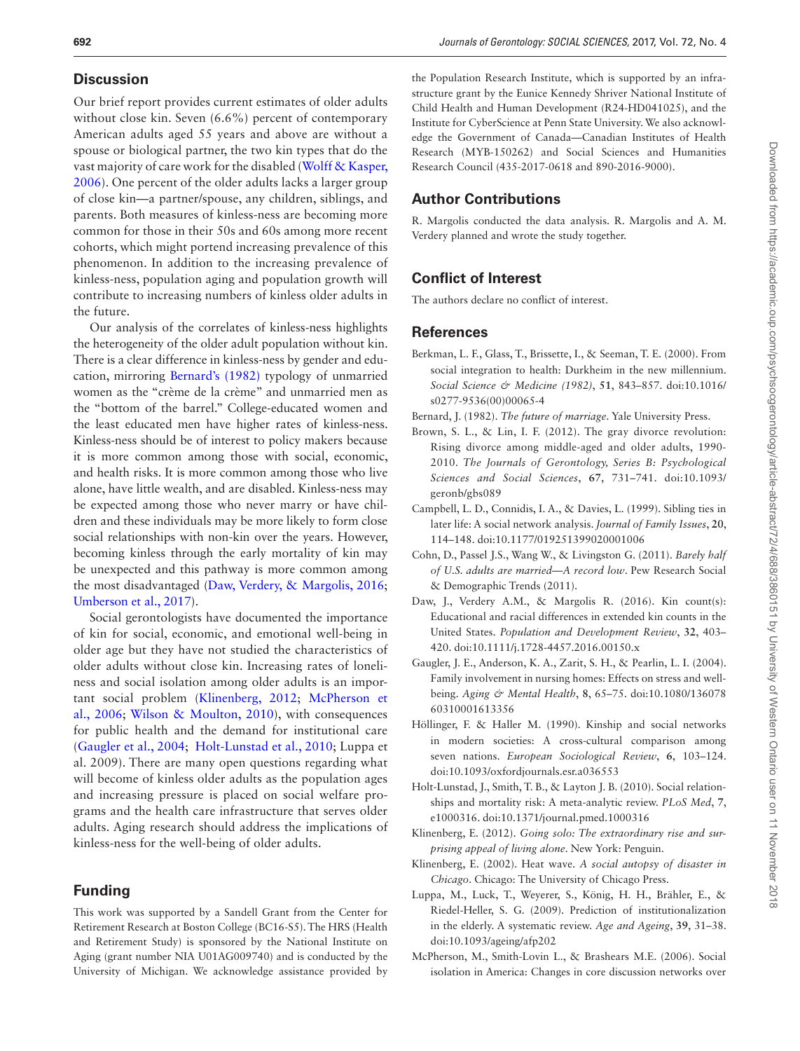## Discussion

Our brief report provides current estimates of older adults without close kin. Seven (6.6%) percent of contemporary American adults aged 55 years and above are without a spouse or biological partner, the two kin types that do the vast majority of care work for the disabled (Wolff & Kasper, 2006). One percent of the older adults lacks a larger group of close kin—a partner/spouse, any children, siblings, and parents. Both measures of kinless-ness are becoming more common for those in their 50s and 60s among more recent cohorts, which might portend increasing prevalence of this phenomenon. In addition to the increasing prevalence of kinless-ness, population aging and population growth will contribute to increasing numbers of kinless older adults in the future.

Our analysis of the correlates of kinless-ness highlights the heterogeneity of the older adult population without kin. There is a clear difference in kinless-ness by gender and education, mirroring Bernard's (1982) typology of unmarried women as the "crème de la crème" and unmarried men as the "bottom of the barrel." College-educated women and the least educated men have higher rates of kinless-ness. Kinless-ness should be of interest to policy makers because it is more common among those with social, economic, and health risks. It is more common among those who live alone, have little wealth, and are disabled. Kinless-ness may be expected among those who never marry or have children and these individuals may be more likely to form close social relationships with non-kin over the years. However, becoming kinless through the early mortality of kin may be unexpected and this pathway is more common among the most disadvantaged (Daw, Verdery, & Margolis, 2016; Umberson et al., 2017).

Social gerontologists have documented the importance of kin for social, economic, and emotional well-being in older age but they have not studied the characteristics of older adults without close kin. Increasing rates of loneliness and social isolation among older adults is an important social problem (Klinenberg, 2012; McPherson et al., 2006; Wilson & Moulton, 2010), with consequences for public health and the demand for institutional care (Gaugler et al., 2004; Holt-Lunstad et al., 2010; Luppa et al. 2009). There are many open questions regarding what will become of kinless older adults as the population ages and increasing pressure is placed on social welfare programs and the health care infrastructure that serves older adults. Aging research should address the implications of kinless-ness for the well-being of older adults.

## Funding

This work was supported by a Sandell Grant from the Center for Retirement Research at Boston College (BC16-S5). The HRS (Health and Retirement Study) is sponsored by the National Institute on Aging (grant number NIA U01AG009740) and is conducted by the University of Michigan. We acknowledge assistance provided by the Population Research Institute, which is supported by an infrastructure grant by the Eunice Kennedy Shriver National Institute of Child Health and Human Development (R24-HD041025), and the Institute for CyberScience at Penn State University. We also acknowledge the Government of Canada—Canadian Institutes of Health Research (MYB-150262) and Social Sciences and Humanities Research Council (435-2017-0618 and 890-2016-9000).

## Author Contributions

R. Margolis conducted the data analysis. R. Margolis and A. M. Verdery planned and wrote the study together.

## Conflict of Interest

The authors declare no conflict of interest.

## References

Berkman, L. F., Glass, T., Brissette, I., & Seeman, T. E. (2000). From social integration to health: Durkheim in the new millennium. *Social Science & Medicine (1982)*, **51**, 843–857. doi:10.1016/s0277-9536(00)00065-4

Bernard, J. (1982). *The future of marriage*. Yale University Press.

Brown, S. L., & Lin, I. F. (2012). The gray divorce revolution: Rising divorce among middle-aged and older adults, 1990-2010. *The Journals of Gerontology, Series B: Psychological Sciences and Social Sciences*, **67**, 731–741. doi:10.1093/geronb/gbs089

Campbell, L. D., Connidis, I. A., & Davies, L. (1999). Sibling ties in later life: A social network analysis. *Journal of Family Issues*, **20**, 114–148. doi:10.1177/019251399020001006

Cohn, D., Passel J.S., Wang W., & Livingston G. (2011). *Barely half of U.S. adults are married—A record low*. Pew Research Social & Demographic Trends (2011).

Daw, J., Verdery A.M., & Margolis R. (2016). Kin count(s): Educational and racial differences in extended kin counts in the United States. *Population and Development Review*, **32**, 403–420. doi:10.1111/j.1728-4457.2016.00150.x

Gaugler, J. E., Anderson, K. A., Zarit, S. H., & Pearlin, L. I. (2004). Family involvement in nursing homes: Effects on stress and well-being. *Aging & Mental Health*, **8**, 65–75. doi:10.1080/13607860310001613356

Höllinger, F. & Haller M. (1990). Kinship and social networks in modern societies: A cross-cultural comparison among seven nations. *European Sociological Review*, **6**, 103–124. doi:10.1093/oxfordjournals.esr.a036553

Holt-Lunstad, J., Smith, T. B., & Layton J. B. (2010). Social relationships and mortality risk: A meta-analytic review. *PLoS Med*, **7**, e1000316. doi:10.1371/journal.pmed.1000316

Klinenberg, E. (2012). *Going solo: The extraordinary rise and surprising appeal of living alone*. New York: Penguin.

Klinenberg, E. (2002). Heat wave. *A social autopsy of disaster in Chicago*. Chicago: The University of Chicago Press.

Luppa, M., Luck, T., Weyerer, S., König, H. H., Brähler, E., & Riedel-Heller, S. G. (2009). Prediction of institutionalization in the elderly. A systematic review. *Age and Ageing*, **39**, 31–38. doi:10.1093/ageing/afp202

McPherson, M., Smith-Lovin L., & Brashears M.E. (2006). Social isolation in America: Changes in core discussion networks over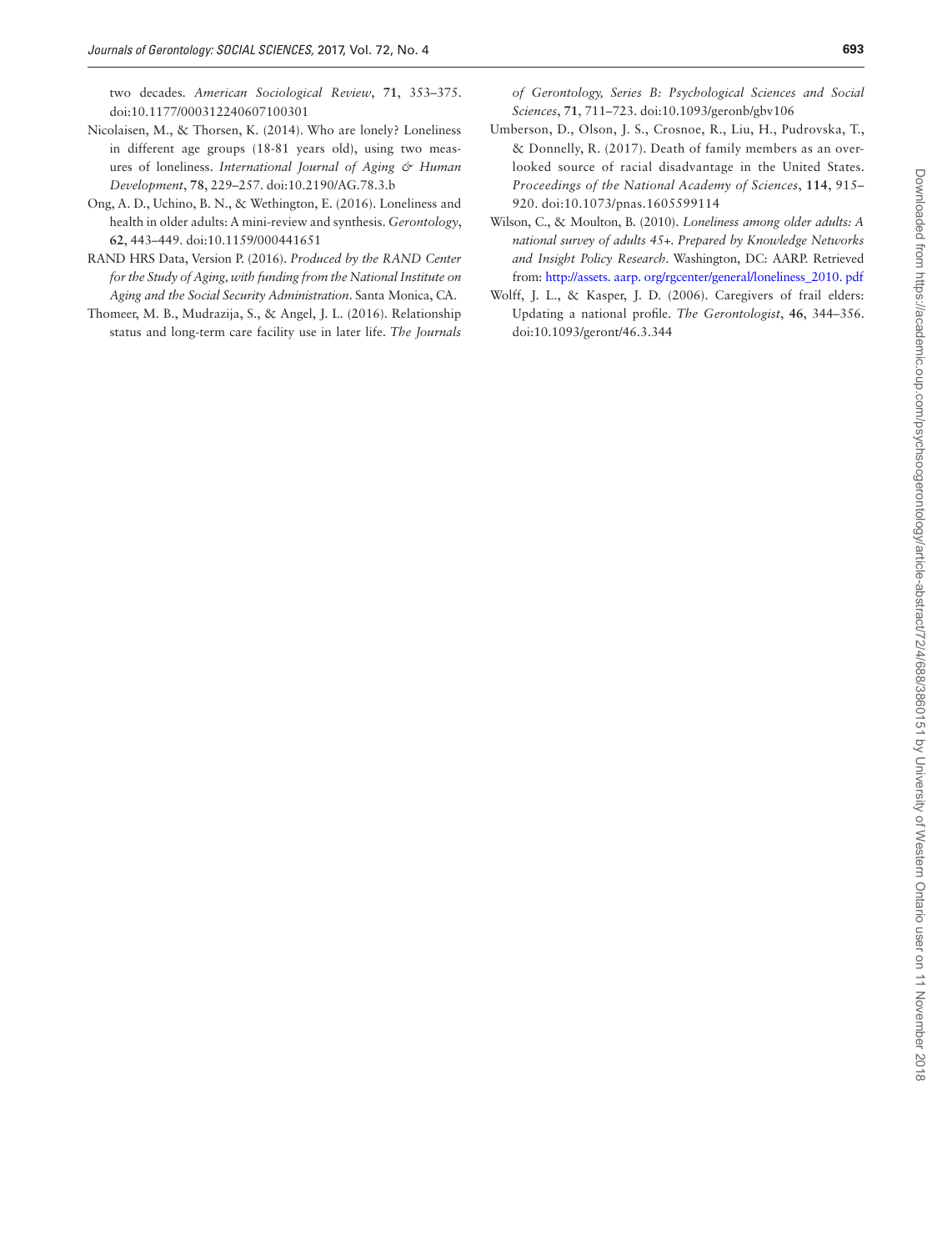two decades. *American Sociological Review*, **71**, 353–375. doi:10.1177/000312240607100301

Nicolaisen, M., & Thorsen, K. (2014). Who are lonely? Loneliness in different age groups (18-81 years old), using two measures of loneliness. *International Journal of Aging & Human Development*, **78**, 229–257. doi:10.2190/AG.78.3.b

Ong, A. D., Uchino, B. N., & Wethington, E. (2016). Loneliness and health in older adults: A mini-review and synthesis. *Gerontology*, **62**, 443–449. doi:10.1159/000441651

RAND HRS Data, Version P. (2016). *Produced by the RAND Center for the Study of Aging, with funding from the National Institute on Aging and the Social Security Administration*. Santa Monica, CA.

Thomeer, M. B., Mudrazija, S., & Angel, J. L. (2016). Relationship status and long-term care facility use in later life. *The Journals of Gerontology, Series B: Psychological Sciences and Social Sciences*, **71**, 711–723. doi:10.1093/geronb/gbv106

Umberson, D., Olson, J. S., Crosnoe, R., Liu, H., Pudrovska, T., & Donnelly, R. (2017). Death of family members as an overlooked source of racial disadvantage in the United States. *Proceedings of the National Academy of Sciences*, **114**, 915–920. doi:10.1073/pnas.1605599114

Wilson, C., & Moulton, B. (2010). *Loneliness among older adults: A national survey of adults 45+. Prepared by Knowledge Networks and Insight Policy Research*. Washington, DC: AARP. Retrieved from: http://assets. aarp. org/rgcenter/general/loneliness_2010. pdf

Wolff, J. L., & Kasper, J. D. (2006). Caregivers of frail elders: Updating a national profile. *The Gerontologist*, **46**, 344–356. doi:10.1093/geront/46.3.344